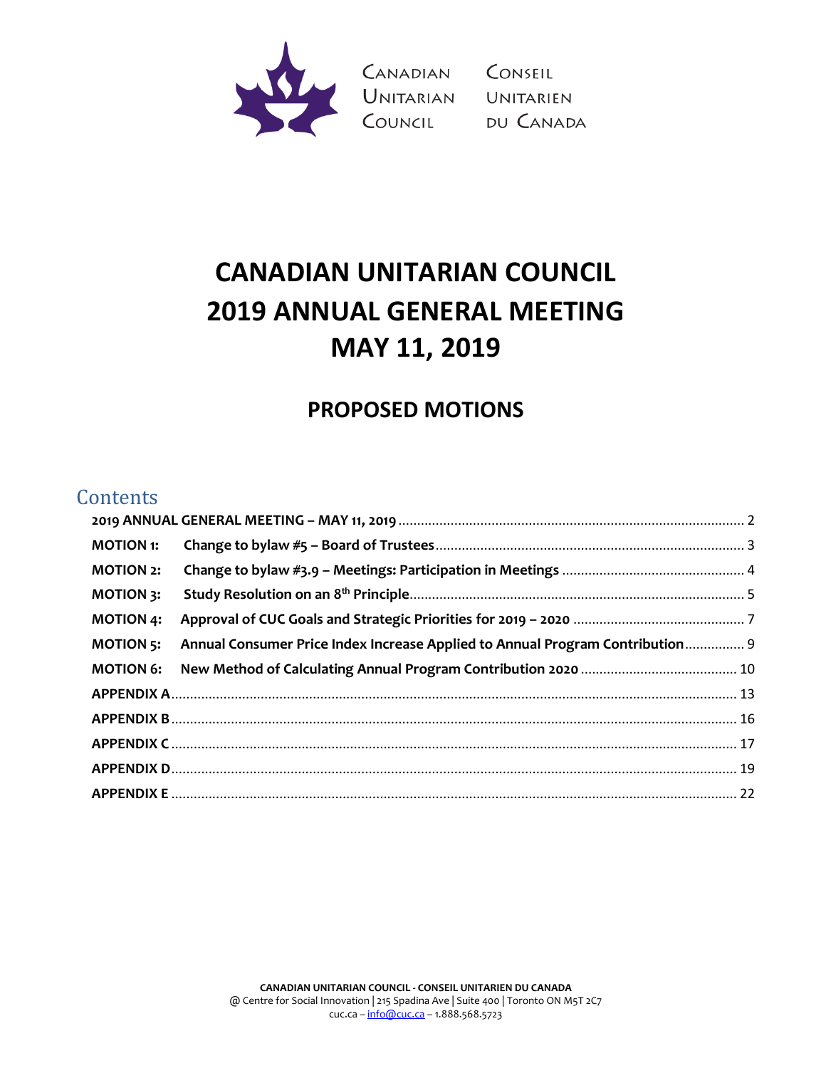CANADIAN UNITARIAN COUNCIL

CONSEIL UNITARIEN DU CANADA

# CANADIAN UNITARIAN COUNCIL
# 2019 ANNUAL GENERAL MEETING
# MAY 11, 2019

## PROPOSED MOTIONS

### Contents

**2019 ANNUAL GENERAL MEETING – MAY 11, 2019** .......... 2

**MOTION 1: Change to bylaw #5 – Board of Trustees** .......... 3

**MOTION 2: Change to bylaw #3.9 – Meetings: Participation in Meetings** .......... 4

**MOTION 3: Study Resolution on an 8th Principle** .......... 5

**MOTION 4: Approval of CUC Goals and Strategic Priorities for 2019 – 2020** .......... 7

**MOTION 5: Annual Consumer Price Index Increase Applied to Annual Program Contribution** .......... 9

**MOTION 6: New Method of Calculating Annual Program Contribution 2020** .......... 10

**APPENDIX A** .......... 13

**APPENDIX B** .......... 16

**APPENDIX C** .......... 17

**APPENDIX D** .......... 19

**APPENDIX E** .......... 22

**CANADIAN UNITARIAN COUNCIL - CONSEIL UNITARIEN DU CANADA**
@ Centre for Social Innovation | 215 Spadina Ave | Suite 400 | Toronto ON M5T 2C7
cuc.ca – info@cuc.ca – 1.888.568.5723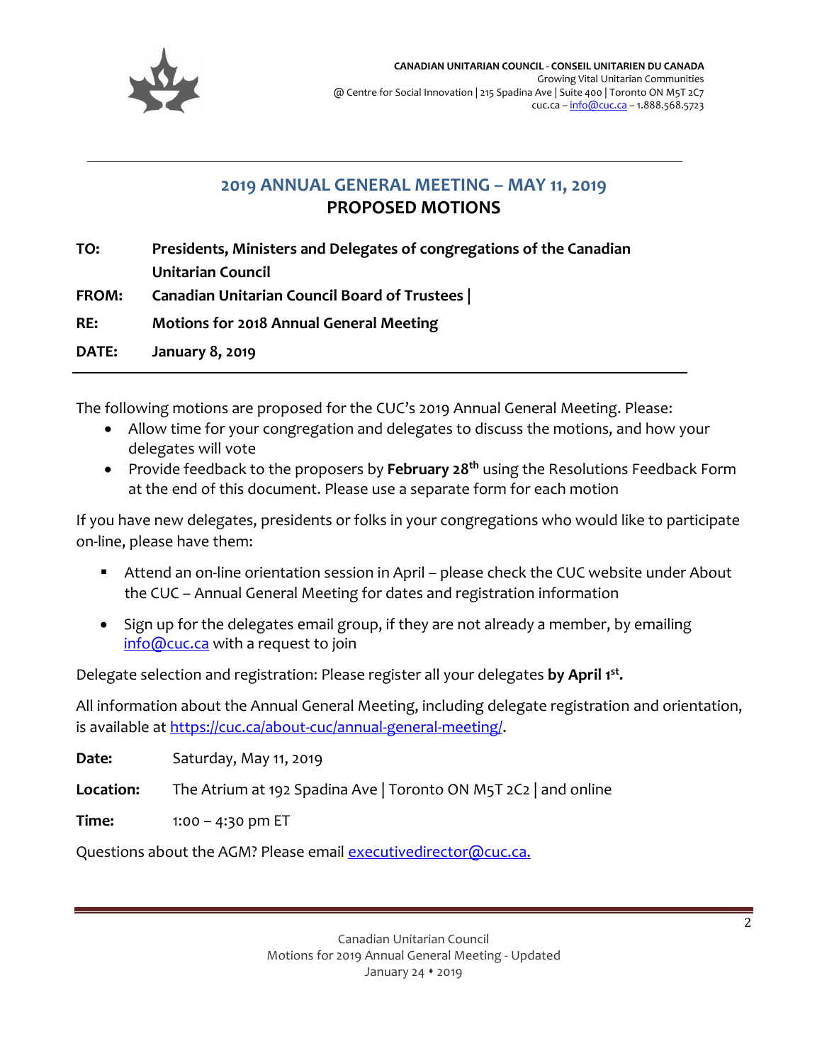**CANADIAN UNITARIAN COUNCIL - CONSEIL UNITARIEN DU CANADA**
Growing Vital Unitarian Communities
@ Centre for Social Innovation | 215 Spadina Ave | Suite 400 | Toronto ON M5T 2C7
cuc.ca – info@cuc.ca – 1.888.568.5723

## 2019 ANNUAL GENERAL MEETING – MAY 11, 2019
## PROPOSED MOTIONS

**TO:** **Presidents, Ministers and Delegates of congregations of the Canadian Unitarian Council**

**FROM:** **Canadian Unitarian Council Board of Trustees |**

**RE:** **Motions for 2018 Annual General Meeting**

**DATE:** **January 8, 2019**

The following motions are proposed for the CUC's 2019 Annual General Meeting. Please:

- Allow time for your congregation and delegates to discuss the motions, and how your delegates will vote
- Provide feedback to the proposers by **February 28th** using the Resolutions Feedback Form at the end of this document. Please use a separate form for each motion

If you have new delegates, presidents or folks in your congregations who would like to participate on-line, please have them:

- Attend an on-line orientation session in April – please check the CUC website under About the CUC – Annual General Meeting for dates and registration information
- Sign up for the delegates email group, if they are not already a member, by emailing info@cuc.ca with a request to join

Delegate selection and registration: Please register all your delegates **by April 1st.**

All information about the Annual General Meeting, including delegate registration and orientation, is available at https://cuc.ca/about-cuc/annual-general-meeting/.

**Date:** Saturday, May 11, 2019

**Location:** The Atrium at 192 Spadina Ave | Toronto ON M5T 2C2 | and online

**Time:** 1:00 – 4:30 pm ET

Questions about the AGM? Please email executivedirector@cuc.ca.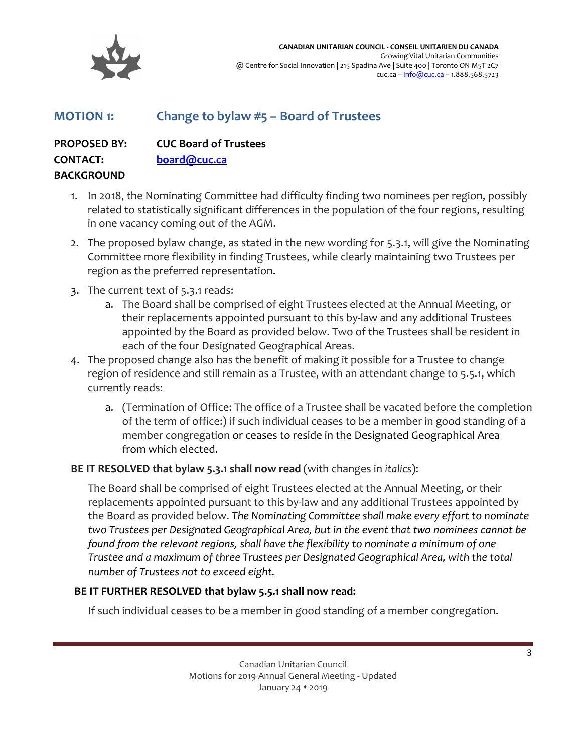**CANADIAN UNITARIAN COUNCIL - CONSEIL UNITARIEN DU CANADA**
Growing Vital Unitarian Communities
@ Centre for Social Innovation | 215 Spadina Ave | Suite 400 | Toronto ON M5T 2C7
cuc.ca – info@cuc.ca – 1.888.568.5723

## MOTION 1: Change to bylaw #5 – Board of Trustees

**PROPOSED BY:** CUC Board of Trustees

**CONTACT:** board@cuc.ca

**BACKGROUND**

1. In 2018, the Nominating Committee had difficulty finding two nominees per region, possibly related to statistically significant differences in the population of the four regions, resulting in one vacancy coming out of the AGM.
2. The proposed bylaw change, as stated in the new wording for 5.3.1, will give the Nominating Committee more flexibility in finding Trustees, while clearly maintaining two Trustees per region as the preferred representation.
3. The current text of 5.3.1 reads:
   a. The Board shall be comprised of eight Trustees elected at the Annual Meeting, or their replacements appointed pursuant to this by-law and any additional Trustees appointed by the Board as provided below. Two of the Trustees shall be resident in each of the four Designated Geographical Areas.
4. The proposed change also has the benefit of making it possible for a Trustee to change region of residence and still remain as a Trustee, with an attendant change to 5.5.1, which currently reads:
   a. (Termination of Office: The office of a Trustee shall be vacated before the completion of the term of office:) if such individual ceases to be a member in good standing of a member congregation or ceases to reside in the Designated Geographical Area from which elected.

**BE IT RESOLVED that bylaw 5.3.1 shall now read** (with changes in *italics*):

The Board shall be comprised of eight Trustees elected at the Annual Meeting, or their replacements appointed pursuant to this by-law and any additional Trustees appointed by the Board as provided below. *The Nominating Committee shall make every effort to nominate two Trustees per Designated Geographical Area, but in the event that two nominees cannot be found from the relevant regions, shall have the flexibility to nominate a minimum of one Trustee and a maximum of three Trustees per Designated Geographical Area, with the total number of Trustees not to exceed eight.*

**BE IT FURTHER RESOLVED that bylaw 5.5.1 shall now read:**

If such individual ceases to be a member in good standing of a member congregation.

Canadian Unitarian Council
Motions for 2019 Annual General Meeting - Updated
January 24 ♦ 2019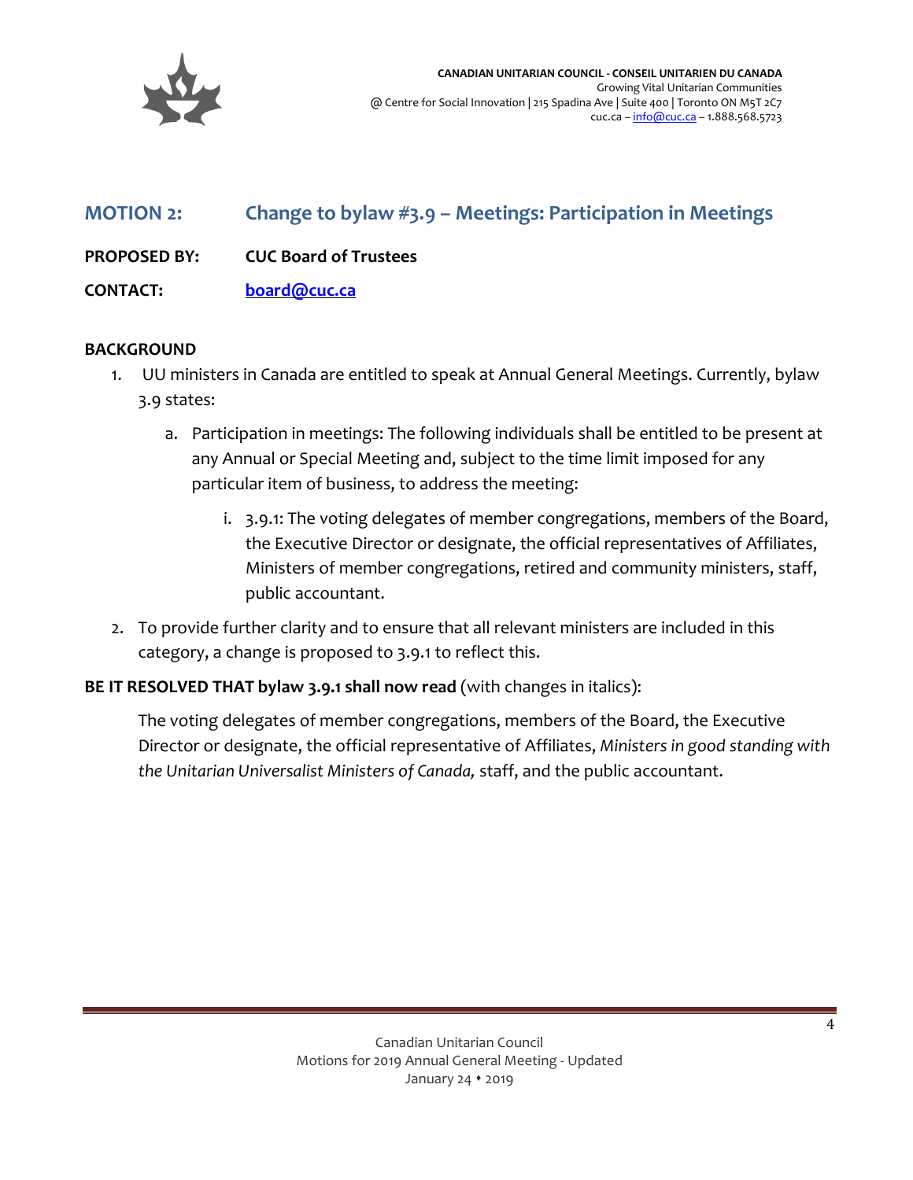## MOTION 2: Change to bylaw #3.9 – Meetings: Participation in Meetings

**PROPOSED BY:** **CUC Board of Trustees**

**CONTACT:** **board@cuc.ca**

**BACKGROUND**

1. UU ministers in Canada are entitled to speak at Annual General Meetings. Currently, bylaw 3.9 states:
   a. Participation in meetings: The following individuals shall be entitled to be present at any Annual or Special Meeting and, subject to the time limit imposed for any particular item of business, to address the meeting:
      i. 3.9.1: The voting delegates of member congregations, members of the Board, the Executive Director or designate, the official representatives of Affiliates, Ministers of member congregations, retired and community ministers, staff, public accountant.
2. To provide further clarity and to ensure that all relevant ministers are included in this category, a change is proposed to 3.9.1 to reflect this.

**BE IT RESOLVED THAT bylaw 3.9.1 shall now read** (with changes in italics):

> The voting delegates of member congregations, members of the Board, the Executive Director or designate, the official representative of Affiliates, *Ministers in good standing with the Unitarian Universalist Ministers of Canada,* staff, and the public accountant.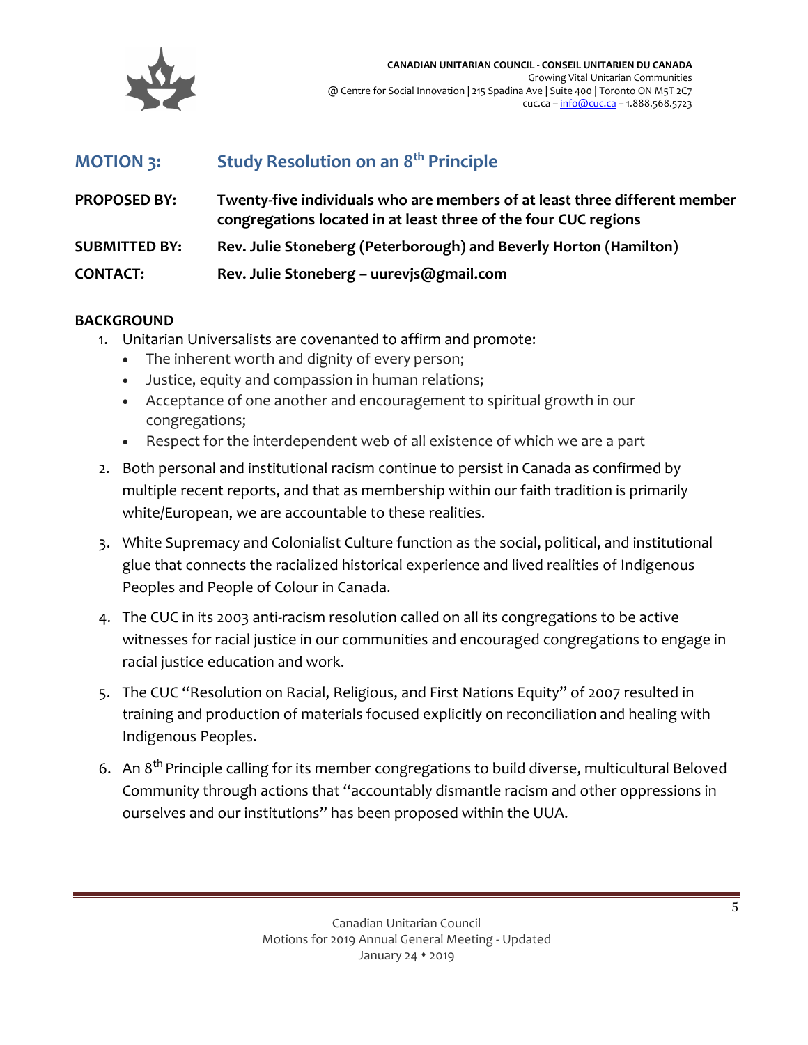**CANADIAN UNITARIAN COUNCIL - CONSEIL UNITARIEN DU CANADA**
Growing Vital Unitarian Communities
@ Centre for Social Innovation | 215 Spadina Ave | Suite 400 | Toronto ON M5T 2C7
cuc.ca – info@cuc.ca – 1.888.568.5723

## MOTION 3: Study Resolution on an 8th Principle

**PROPOSED BY:** Twenty-five individuals who are members of at least three different member congregations located in at least three of the four CUC regions

**SUBMITTED BY:** Rev. Julie Stoneberg (Peterborough) and Beverly Horton (Hamilton)

**CONTACT:** Rev. Julie Stoneberg – uurevjs@gmail.com

### BACKGROUND

1. Unitarian Universalists are covenanted to affirm and promote:
   - The inherent worth and dignity of every person;
   - Justice, equity and compassion in human relations;
   - Acceptance of one another and encouragement to spiritual growth in our congregations;
   - Respect for the interdependent web of all existence of which we are a part
2. Both personal and institutional racism continue to persist in Canada as confirmed by multiple recent reports, and that as membership within our faith tradition is primarily white/European, we are accountable to these realities.
3. White Supremacy and Colonialist Culture function as the social, political, and institutional glue that connects the racialized historical experience and lived realities of Indigenous Peoples and People of Colour in Canada.
4. The CUC in its 2003 anti-racism resolution called on all its congregations to be active witnesses for racial justice in our communities and encouraged congregations to engage in racial justice education and work.
5. The CUC "Resolution on Racial, Religious, and First Nations Equity" of 2007 resulted in training and production of materials focused explicitly on reconciliation and healing with Indigenous Peoples.
6. An 8th Principle calling for its member congregations to build diverse, multicultural Beloved Community through actions that "accountably dismantle racism and other oppressions in ourselves and our institutions" has been proposed within the UUA.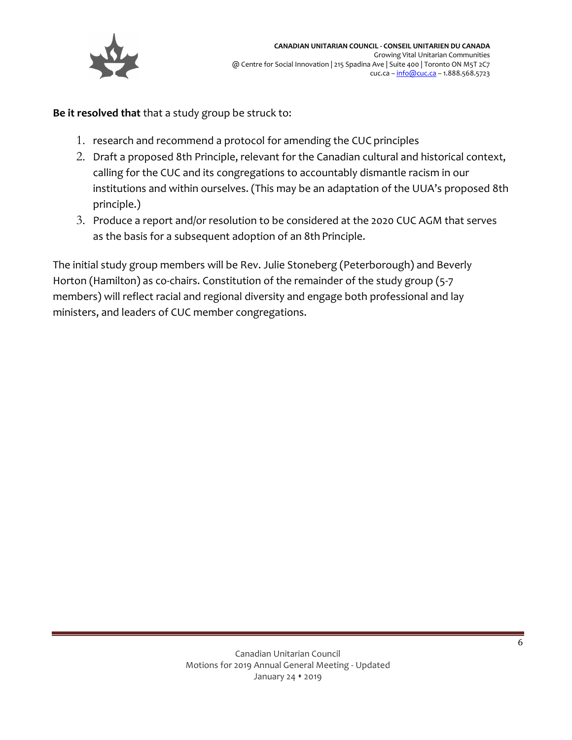**Be it resolved that** that a study group be struck to:

1. research and recommend a protocol for amending the CUC principles
2. Draft a proposed 8th Principle, relevant for the Canadian cultural and historical context, calling for the CUC and its congregations to accountably dismantle racism in our institutions and within ourselves. (This may be an adaptation of the UUA's proposed 8th principle.)
3. Produce a report and/or resolution to be considered at the 2020 CUC AGM that serves as the basis for a subsequent adoption of an 8th Principle.

The initial study group members will be Rev. Julie Stoneberg (Peterborough) and Beverly Horton (Hamilton) as co-chairs. Constitution of the remainder of the study group (5-7 members) will reflect racial and regional diversity and engage both professional and lay ministers, and leaders of CUC member congregations.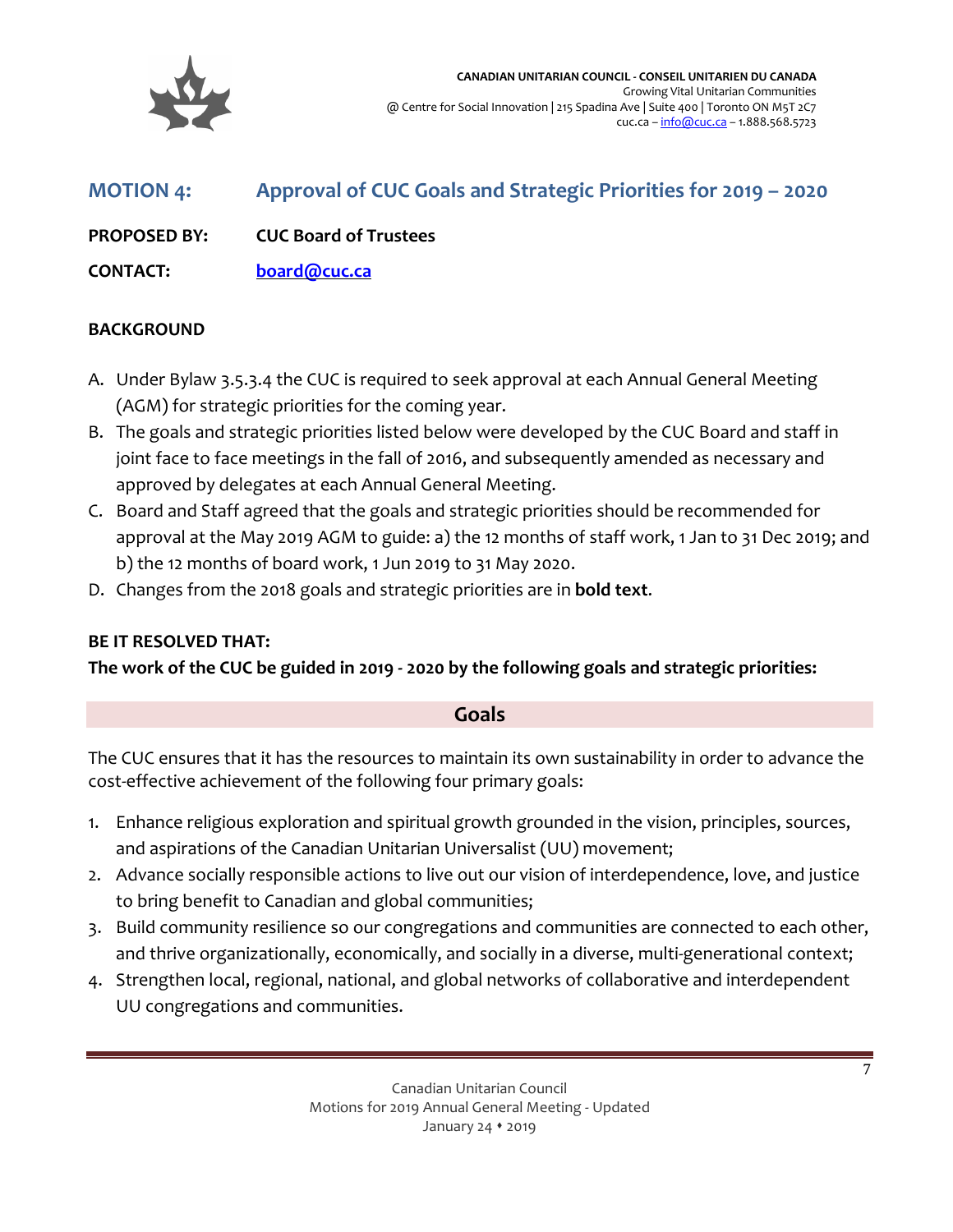## MOTION 4: Approval of CUC Goals and Strategic Priorities for 2019 – 2020

**PROPOSED BY:** **CUC Board of Trustees**

**CONTACT:** **board@cuc.ca**

**BACKGROUND**

A. Under Bylaw 3.5.3.4 the CUC is required to seek approval at each Annual General Meeting (AGM) for strategic priorities for the coming year.
B. The goals and strategic priorities listed below were developed by the CUC Board and staff in joint face to face meetings in the fall of 2016, and subsequently amended as necessary and approved by delegates at each Annual General Meeting.
C. Board and Staff agreed that the goals and strategic priorities should be recommended for approval at the May 2019 AGM to guide: a) the 12 months of staff work, 1 Jan to 31 Dec 2019; and b) the 12 months of board work, 1 Jun 2019 to 31 May 2020.
D. Changes from the 2018 goals and strategic priorities are in **bold text**.

**BE IT RESOLVED THAT:**
**The work of the CUC be guided in 2019 - 2020 by the following goals and strategic priorities:**

### Goals

The CUC ensures that it has the resources to maintain its own sustainability in order to advance the cost-effective achievement of the following four primary goals:

1. Enhance religious exploration and spiritual growth grounded in the vision, principles, sources, and aspirations of the Canadian Unitarian Universalist (UU) movement;
2. Advance socially responsible actions to live out our vision of interdependence, love, and justice to bring benefit to Canadian and global communities;
3. Build community resilience so our congregations and communities are connected to each other, and thrive organizationally, economically, and socially in a diverse, multi-generational context;
4. Strengthen local, regional, national, and global networks of collaborative and interdependent UU congregations and communities.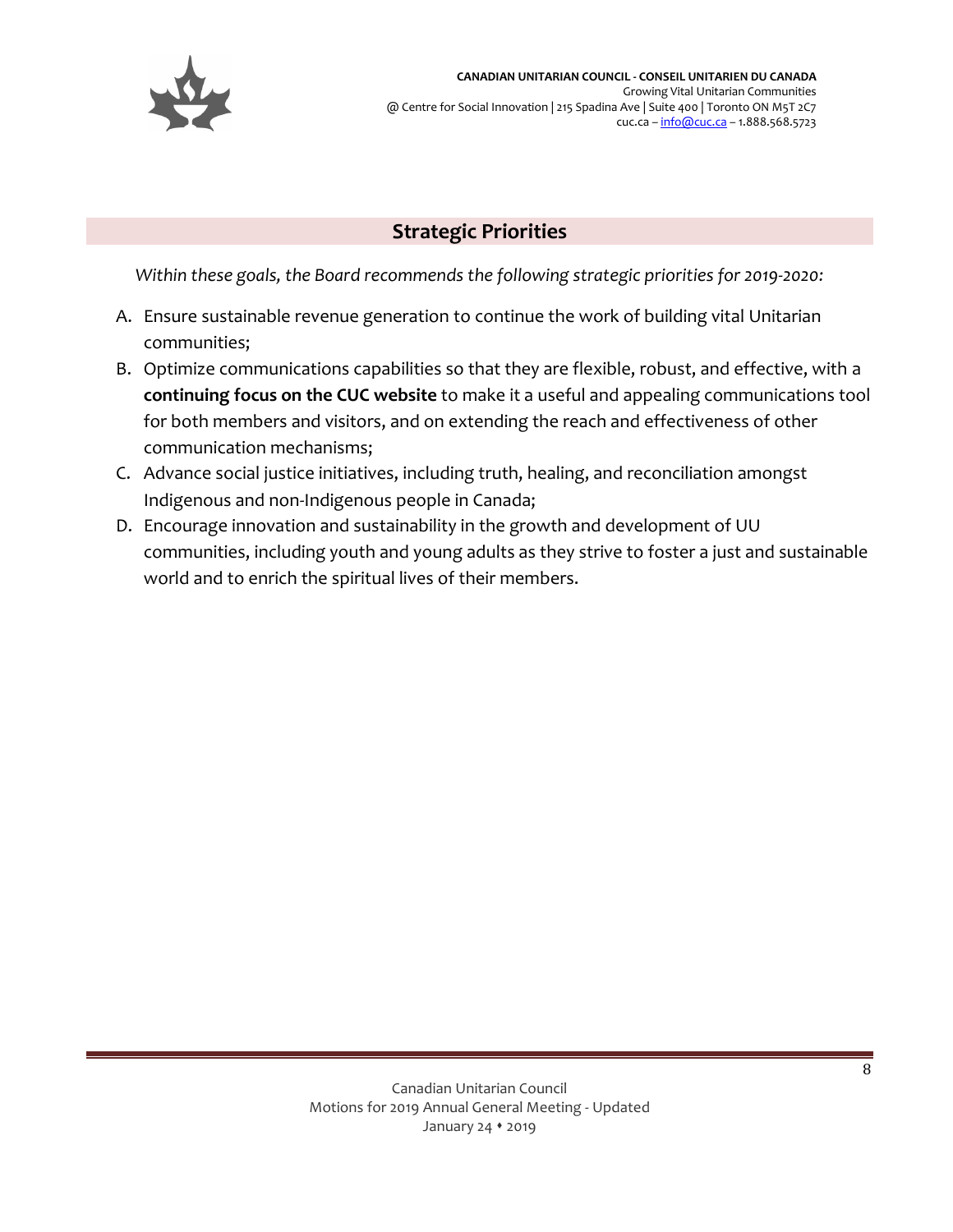## Strategic Priorities

*Within these goals, the Board recommends the following strategic priorities for 2019-2020:*

A. Ensure sustainable revenue generation to continue the work of building vital Unitarian communities;
B. Optimize communications capabilities so that they are flexible, robust, and effective, with a **continuing focus on the CUC website** to make it a useful and appealing communications tool for both members and visitors, and on extending the reach and effectiveness of other communication mechanisms;
C. Advance social justice initiatives, including truth, healing, and reconciliation amongst Indigenous and non-Indigenous people in Canada;
D. Encourage innovation and sustainability in the growth and development of UU communities, including youth and young adults as they strive to foster a just and sustainable world and to enrich the spiritual lives of their members.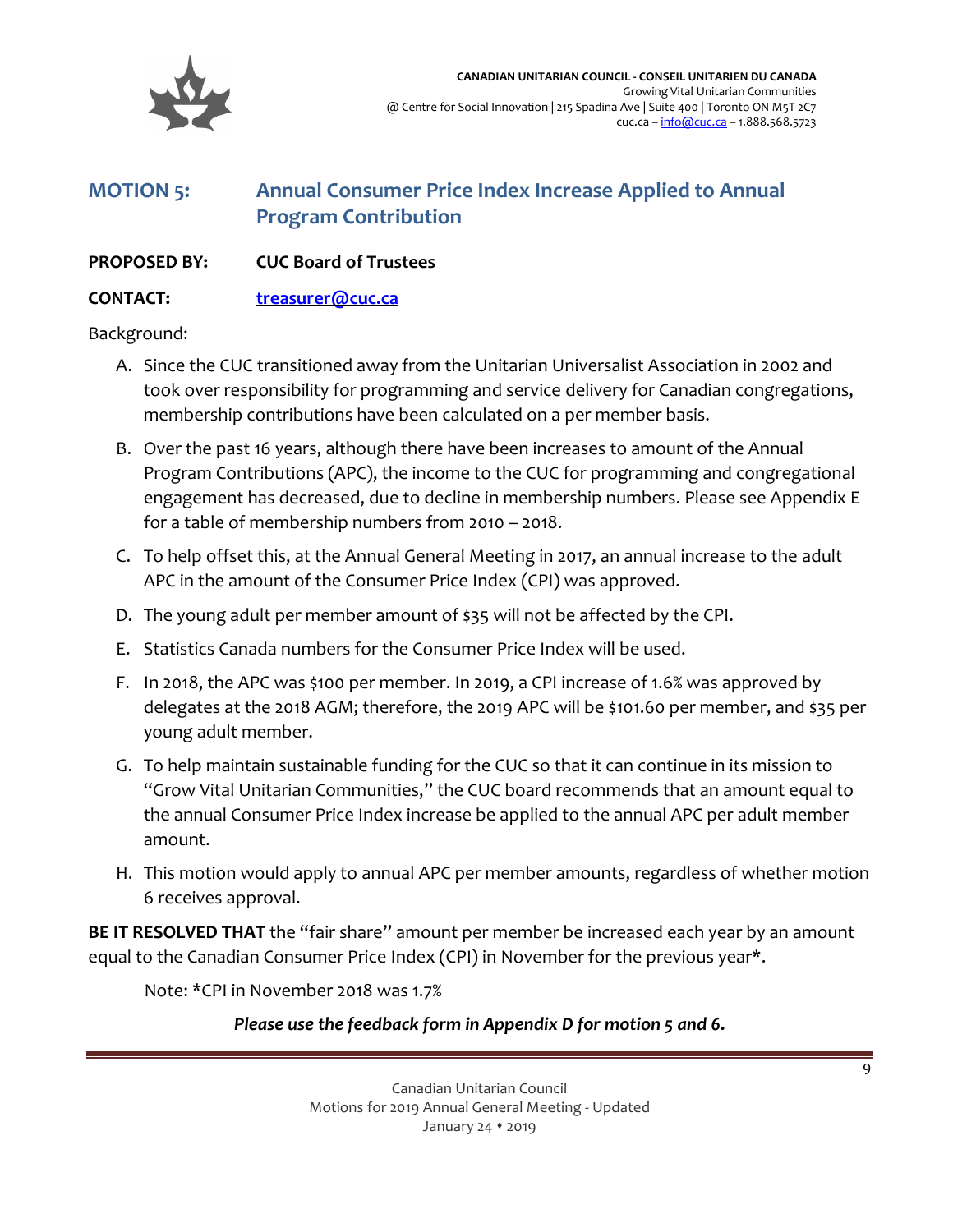# MOTION 5: Annual Consumer Price Index Increase Applied to Annual Program Contribution

**PROPOSED BY:** **CUC Board of Trustees**

**CONTACT:** **treasurer@cuc.ca**

Background:

A. Since the CUC transitioned away from the Unitarian Universalist Association in 2002 and took over responsibility for programming and service delivery for Canadian congregations, membership contributions have been calculated on a per member basis.

B. Over the past 16 years, although there have been increases to amount of the Annual Program Contributions (APC), the income to the CUC for programming and congregational engagement has decreased, due to decline in membership numbers. Please see Appendix E for a table of membership numbers from 2010 – 2018.

C. To help offset this, at the Annual General Meeting in 2017, an annual increase to the adult APC in the amount of the Consumer Price Index (CPI) was approved.

D. The young adult per member amount of $35 will not be affected by the CPI.

E. Statistics Canada numbers for the Consumer Price Index will be used.

F. In 2018, the APC was $100 per member. In 2019, a CPI increase of 1.6% was approved by delegates at the 2018 AGM; therefore, the 2019 APC will be $101.60 per member, and $35 per young adult member.

G. To help maintain sustainable funding for the CUC so that it can continue in its mission to "Grow Vital Unitarian Communities," the CUC board recommends that an amount equal to the annual Consumer Price Index increase be applied to the annual APC per adult member amount.

H. This motion would apply to annual APC per member amounts, regardless of whether motion 6 receives approval.

**BE IT RESOLVED THAT** the "fair share" amount per member be increased each year by an amount equal to the Canadian Consumer Price Index (CPI) in November for the previous year**\***.

Note: **\***CPI in November 2018 was 1.7%

***Please use the feedback form in Appendix D for motion 5 and 6.***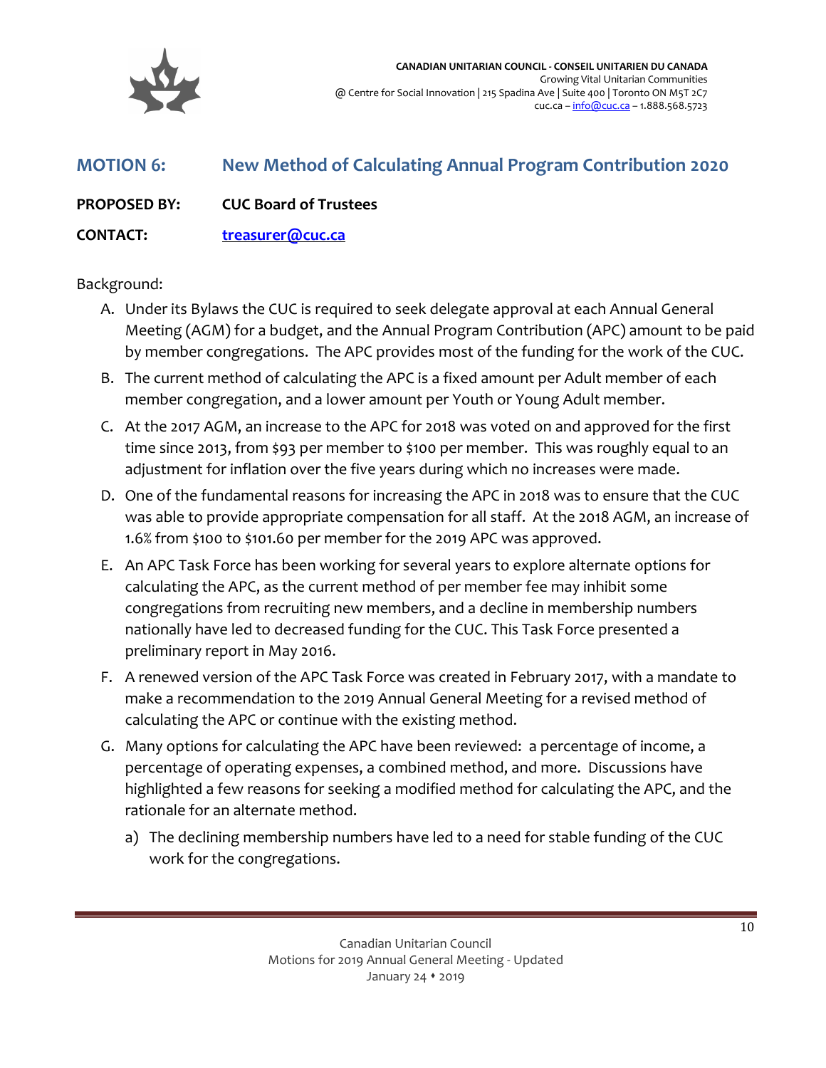## MOTION 6: New Method of Calculating Annual Program Contribution 2020

**PROPOSED BY:** CUC Board of Trustees

**CONTACT:** treasurer@cuc.ca

Background:

A. Under its Bylaws the CUC is required to seek delegate approval at each Annual General Meeting (AGM) for a budget, and the Annual Program Contribution (APC) amount to be paid by member congregations. The APC provides most of the funding for the work of the CUC.

B. The current method of calculating the APC is a fixed amount per Adult member of each member congregation, and a lower amount per Youth or Young Adult member.

C. At the 2017 AGM, an increase to the APC for 2018 was voted on and approved for the first time since 2013, from $93 per member to $100 per member. This was roughly equal to an adjustment for inflation over the five years during which no increases were made.

D. One of the fundamental reasons for increasing the APC in 2018 was to ensure that the CUC was able to provide appropriate compensation for all staff. At the 2018 AGM, an increase of 1.6% from $100 to $101.60 per member for the 2019 APC was approved.

E. An APC Task Force has been working for several years to explore alternate options for calculating the APC, as the current method of per member fee may inhibit some congregations from recruiting new members, and a decline in membership numbers nationally have led to decreased funding for the CUC. This Task Force presented a preliminary report in May 2016.

F. A renewed version of the APC Task Force was created in February 2017, with a mandate to make a recommendation to the 2019 Annual General Meeting for a revised method of calculating the APC or continue with the existing method.

G. Many options for calculating the APC have been reviewed: a percentage of income, a percentage of operating expenses, a combined method, and more. Discussions have highlighted a few reasons for seeking a modified method for calculating the APC, and the rationale for an alternate method.

   a) The declining membership numbers have led to a need for stable funding of the CUC work for the congregations.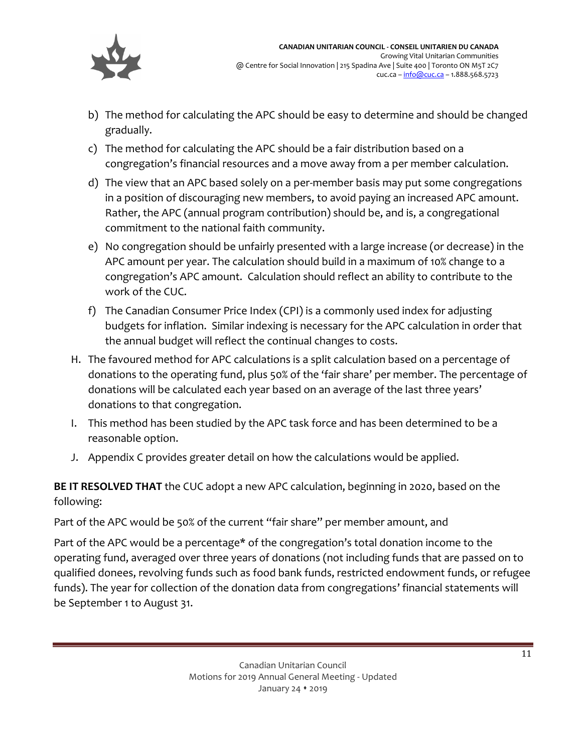b) The method for calculating the APC should be easy to determine and should be changed gradually.

c) The method for calculating the APC should be a fair distribution based on a congregation's financial resources and a move away from a per member calculation.

d) The view that an APC based solely on a per-member basis may put some congregations in a position of discouraging new members, to avoid paying an increased APC amount. Rather, the APC (annual program contribution) should be, and is, a congregational commitment to the national faith community.

e) No congregation should be unfairly presented with a large increase (or decrease) in the APC amount per year. The calculation should build in a maximum of 10% change to a congregation's APC amount. Calculation should reflect an ability to contribute to the work of the CUC.

f) The Canadian Consumer Price Index (CPI) is a commonly used index for adjusting budgets for inflation. Similar indexing is necessary for the APC calculation in order that the annual budget will reflect the continual changes to costs.

H. The favoured method for APC calculations is a split calculation based on a percentage of donations to the operating fund, plus 50% of the 'fair share' per member. The percentage of donations will be calculated each year based on an average of the last three years' donations to that congregation.

I. This method has been studied by the APC task force and has been determined to be a reasonable option.

J. Appendix C provides greater detail on how the calculations would be applied.

**BE IT RESOLVED THAT** the CUC adopt a new APC calculation, beginning in 2020, based on the following:

Part of the APC would be 50% of the current "fair share" per member amount, and

Part of the APC would be a percentage* of the congregation's total donation income to the operating fund, averaged over three years of donations (not including funds that are passed on to qualified donees, revolving funds such as food bank funds, restricted endowment funds, or refugee funds). The year for collection of the donation data from congregations' financial statements will be September 1 to August 31.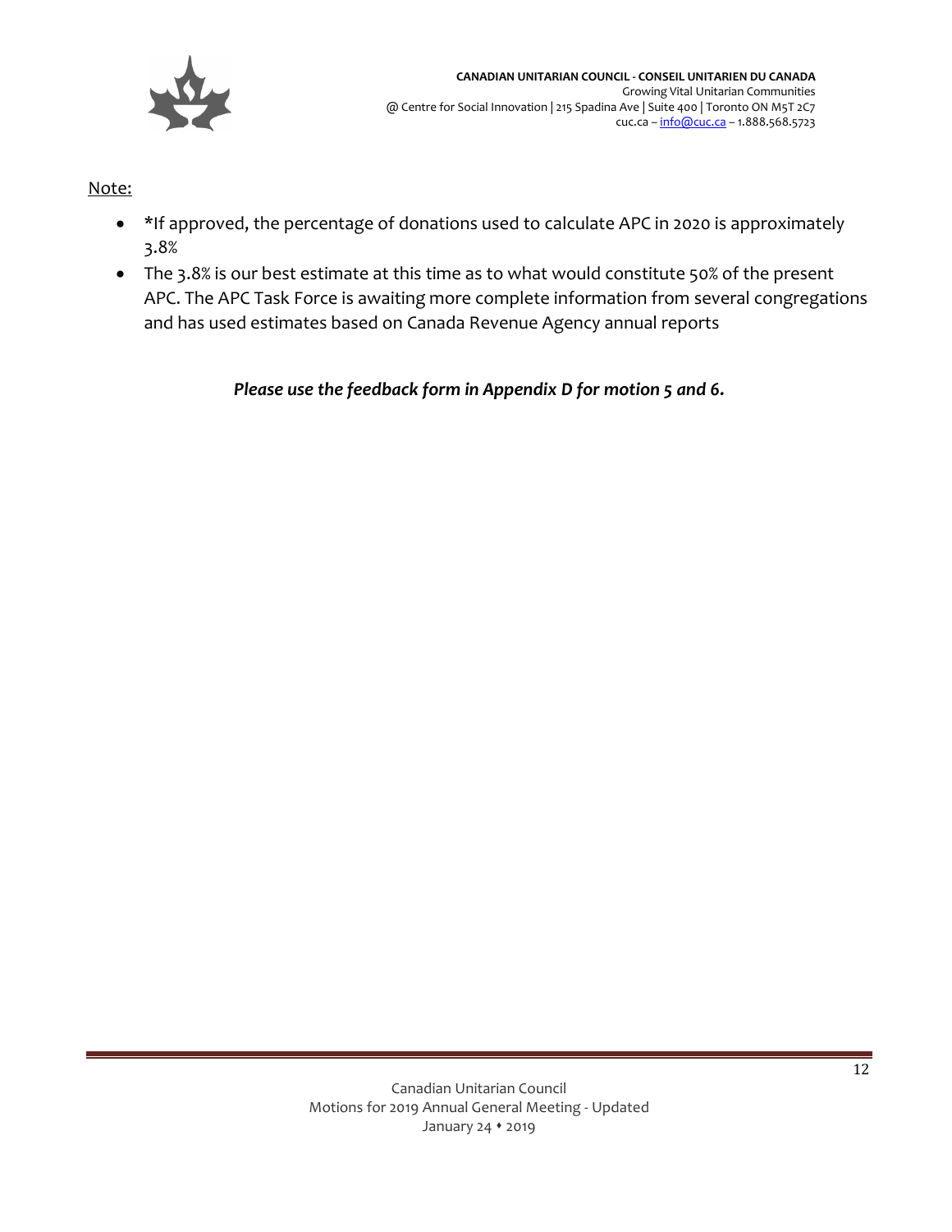Note:

- *If approved, the percentage of donations used to calculate APC in 2020 is approximately 3.8%
- The 3.8% is our best estimate at this time as to what would constitute 50% of the present APC. The APC Task Force is awaiting more complete information from several congregations and has used estimates based on Canada Revenue Agency annual reports

***Please use the feedback form in Appendix D for motion 5 and 6.***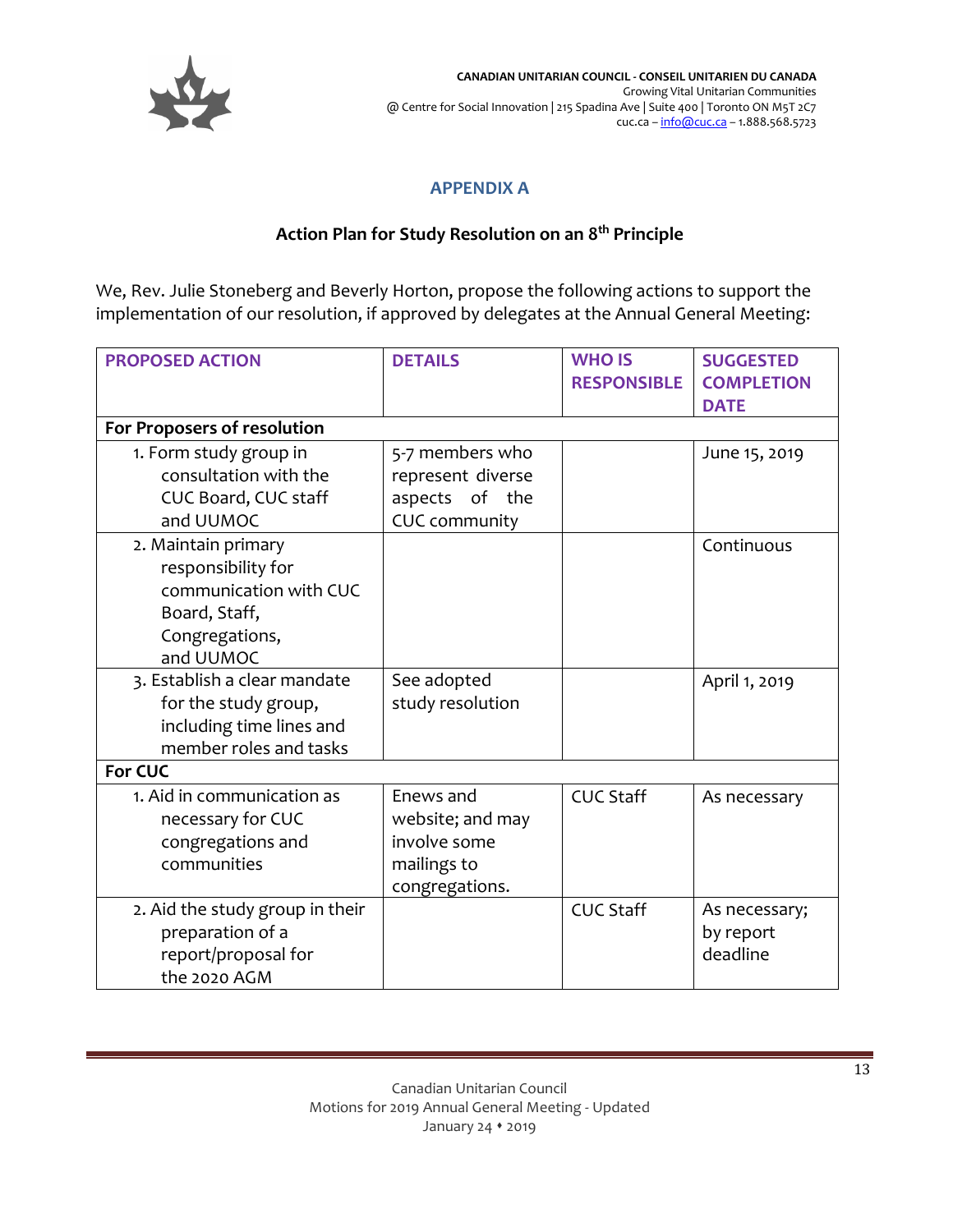**CANADIAN UNITARIAN COUNCIL - CONSEIL UNITARIEN DU CANADA**
Growing Vital Unitarian Communities
@ Centre for Social Innovation | 215 Spadina Ave | Suite 400 | Toronto ON M5T 2C7
cuc.ca – info@cuc.ca – 1.888.568.5723

## APPENDIX A

### Action Plan for Study Resolution on an 8th Principle

We, Rev. Julie Stoneberg and Beverly Horton, propose the following actions to support the implementation of our resolution, if approved by delegates at the Annual General Meeting:

| PROPOSED ACTION | DETAILS | WHO IS RESPONSIBLE | SUGGESTED COMPLETION DATE |
|---|---|---|---|
| **For Proposers of resolution** | | | |
| 1. Form study group in consultation with the CUC Board, CUC staff and UUMOC | 5-7 members who represent diverse aspects of the CUC community | | June 15, 2019 |
| 2. Maintain primary responsibility for communication with CUC Board, Staff, Congregations, and UUMOC | | | Continuous |
| 3. Establish a clear mandate for the study group, including time lines and member roles and tasks | See adopted study resolution | | April 1, 2019 |
| **For CUC** | | | |
| 1. Aid in communication as necessary for CUC congregations and communities | Enews and website; and may involve some mailings to congregations. | CUC Staff | As necessary |
| 2. Aid the study group in their preparation of a report/proposal for the 2020 AGM | | CUC Staff | As necessary; by report deadline |

Canadian Unitarian Council
Motions for 2019 Annual General Meeting - Updated
January 24 ♦ 2019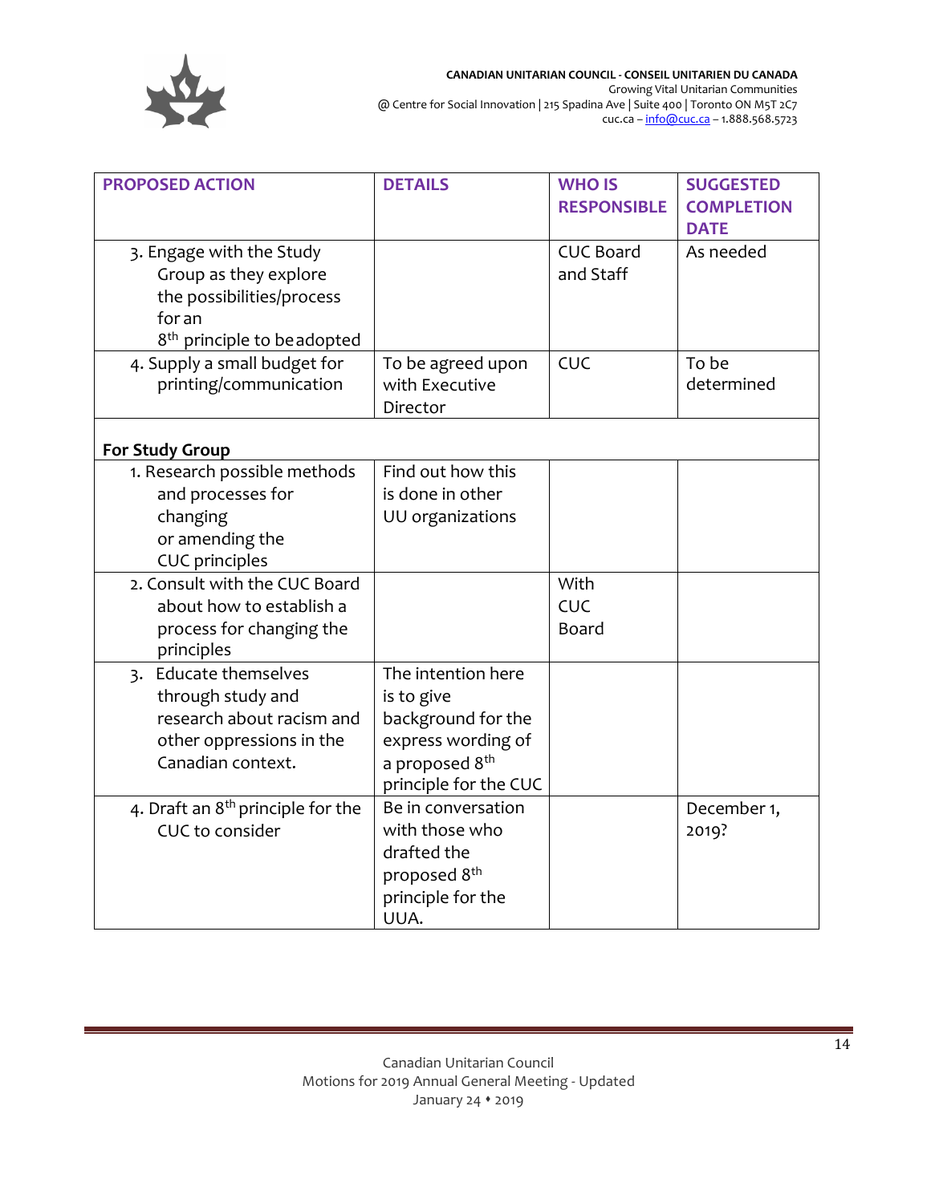| PROPOSED ACTION | DETAILS | WHO IS RESPONSIBLE | SUGGESTED COMPLETION DATE |
|---|---|---|---|
| 3. Engage with the Study Group as they explore the possibilities/process for an 8th principle to be adopted | | CUC Board and Staff | As needed |
| 4. Supply a small budget for printing/communication | To be agreed upon with Executive Director | CUC | To be determined |
| **For Study Group** | | | |
| 1. Research possible methods and processes for changing or amending the CUC principles | Find out how this is done in other UU organizations | | |
| 2. Consult with the CUC Board about how to establish a process for changing the principles | | With CUC Board | |
| 3. Educate themselves through study and research about racism and other oppressions in the Canadian context. | The intention here is to give background for the express wording of a proposed 8th principle for the CUC | | |
| 4. Draft an 8th principle for the CUC to consider | Be in conversation with those who drafted the proposed 8th principle for the UUA. | | December 1, 2019? |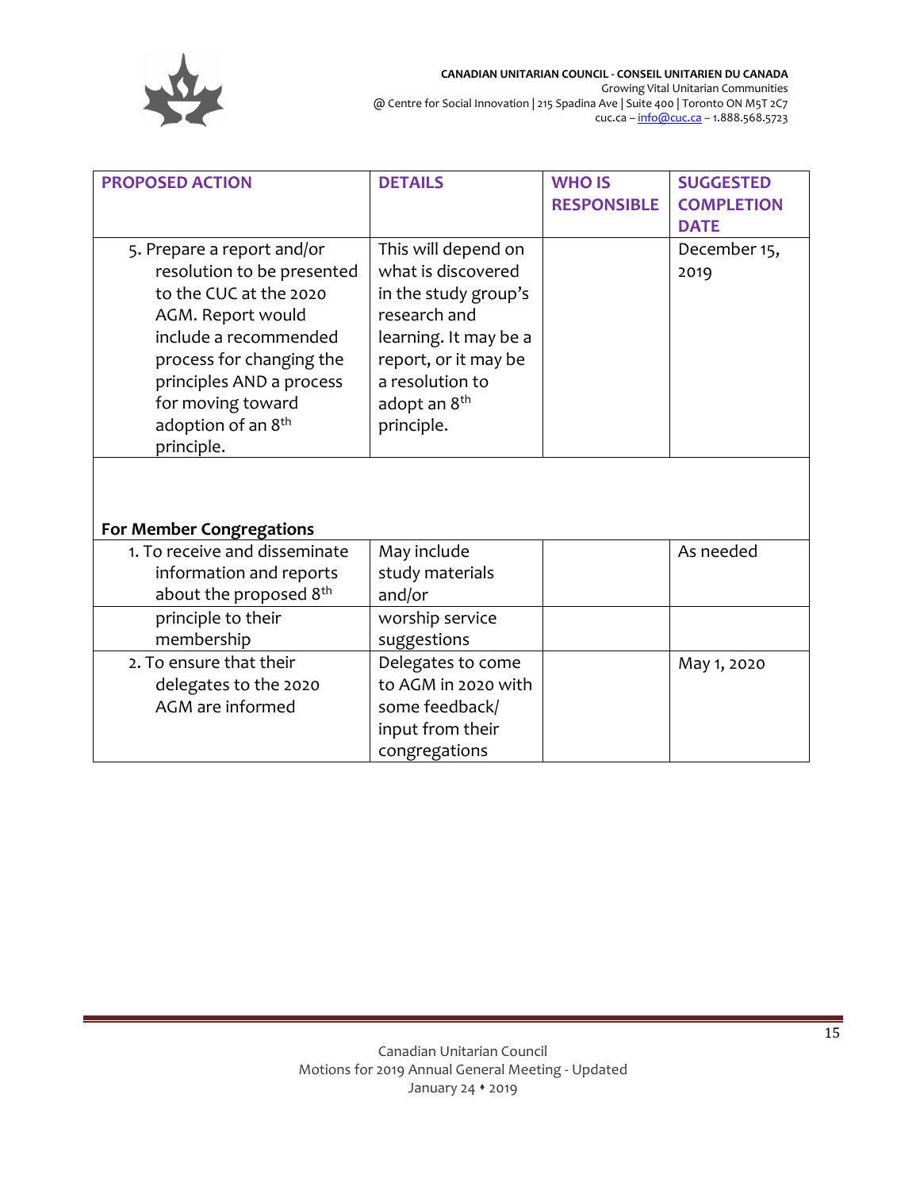| PROPOSED ACTION | DETAILS | WHO IS RESPONSIBLE | SUGGESTED COMPLETION DATE |
|---|---|---|---|
| 5. Prepare a report and/or resolution to be presented to the CUC at the 2020 AGM. Report would include a recommended process for changing the principles AND a process for moving toward adoption of an 8th principle. | This will depend on what is discovered in the study group's research and learning. It may be a report, or it may be a resolution to adopt an 8th principle. | | December 15, 2019 |
| **For Member Congregations** | | | |
| 1. To receive and disseminate information and reports about the proposed 8th principle to their membership | May include study materials and/or worship service suggestions | | As needed |
| 2. To ensure that their delegates to the 2020 AGM are informed | Delegates to come to AGM in 2020 with some feedback/ input from their congregations | | May 1, 2020 |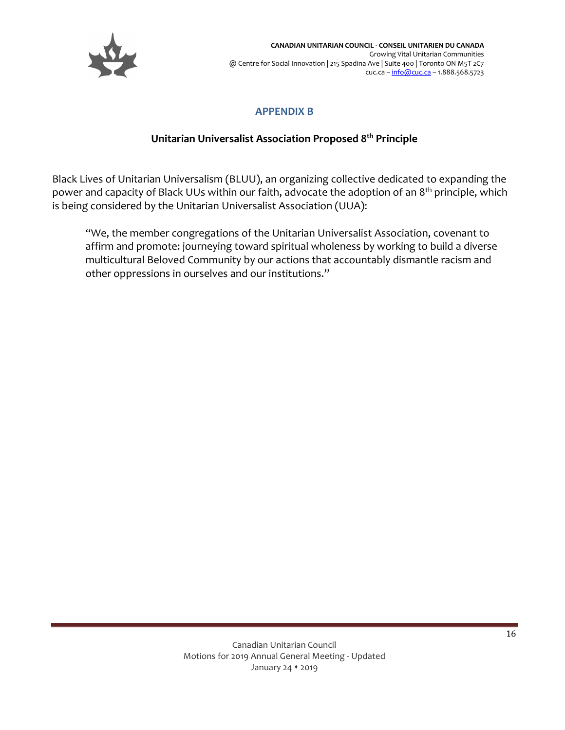## APPENDIX B

### Unitarian Universalist Association Proposed 8th Principle

Black Lives of Unitarian Universalism (BLUU), an organizing collective dedicated to expanding the power and capacity of Black UUs within our faith, advocate the adoption of an 8th principle, which is being considered by the Unitarian Universalist Association (UUA):

> "We, the member congregations of the Unitarian Universalist Association, covenant to affirm and promote: journeying toward spiritual wholeness by working to build a diverse multicultural Beloved Community by our actions that accountably dismantle racism and other oppressions in ourselves and our institutions."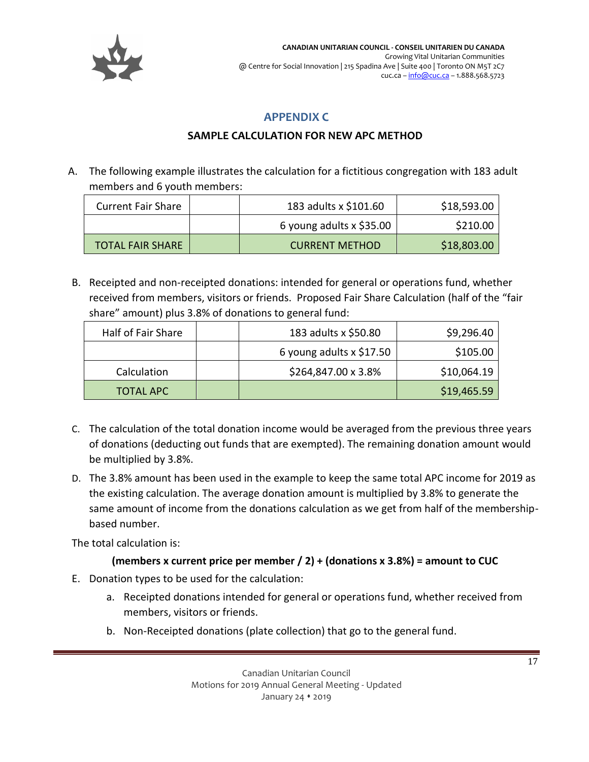## APPENDIX C

### SAMPLE CALCULATION FOR NEW APC METHOD

A. The following example illustrates the calculation for a fictitious congregation with 183 adult members and 6 youth members:

| Current Fair Share | | 183 adults x $101.60 | $18,593.00 |
|---|---|---|---|
| | | 6 young adults x $35.00 | $210.00 |
| TOTAL FAIR SHARE | | CURRENT METHOD | $18,803.00 |

B. Receipted and non-receipted donations: intended for general or operations fund, whether received from members, visitors or friends. Proposed Fair Share Calculation (half of the "fair share" amount) plus 3.8% of donations to general fund:

| Half of Fair Share | | 183 adults x $50.80 | $9,296.40 |
|---|---|---|---|
| | | 6 young adults x $17.50 | $105.00 |
| Calculation | | $264,847.00 x 3.8% | $10,064.19 |
| TOTAL APC | | | $19,465.59 |

C. The calculation of the total donation income would be averaged from the previous three years of donations (deducting out funds that are exempted). The remaining donation amount would be multiplied by 3.8%.

D. The 3.8% amount has been used in the example to keep the same total APC income for 2019 as the existing calculation. The average donation amount is multiplied by 3.8% to generate the same amount of income from the donations calculation as we get from half of the membership-based number.

The total calculation is:

**(members x current price per member / 2) + (donations x 3.8%) = amount to CUC**

E. Donation types to be used for the calculation:

   a. Receipted donations intended for general or operations fund, whether received from members, visitors or friends.

   b. Non-Receipted donations (plate collection) that go to the general fund.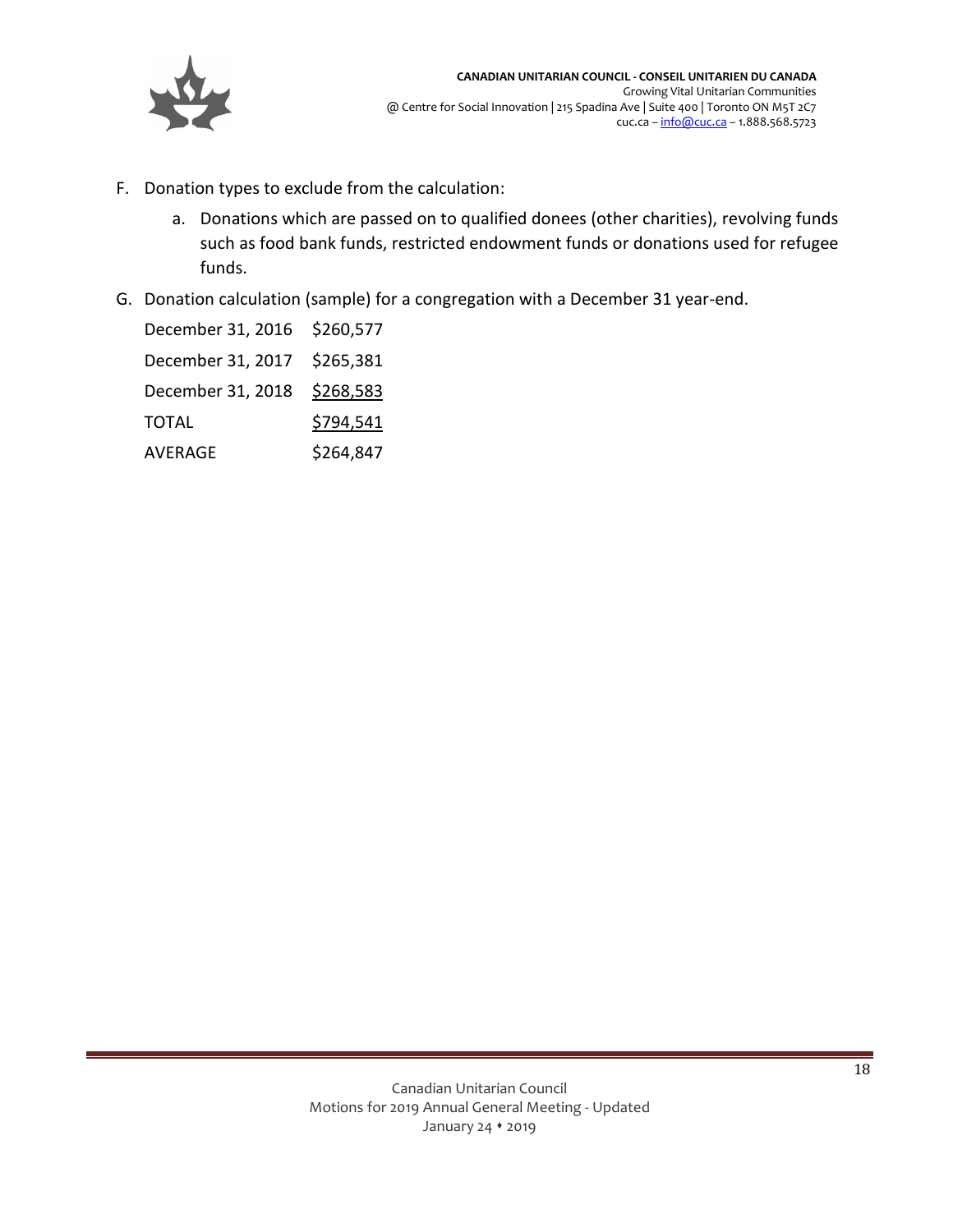F. Donation types to exclude from the calculation:

   a. Donations which are passed on to qualified donees (other charities), revolving funds such as food bank funds, restricted endowment funds or donations used for refugee funds.

G. Donation calculation (sample) for a congregation with a December 31 year-end.

| | |
|---|---|
| December 31, 2016 | $260,577 |
| December 31, 2017 | $265,381 |
| December 31, 2018 | $268,583 |
| TOTAL | $794,541 |
| AVERAGE | $264,847 |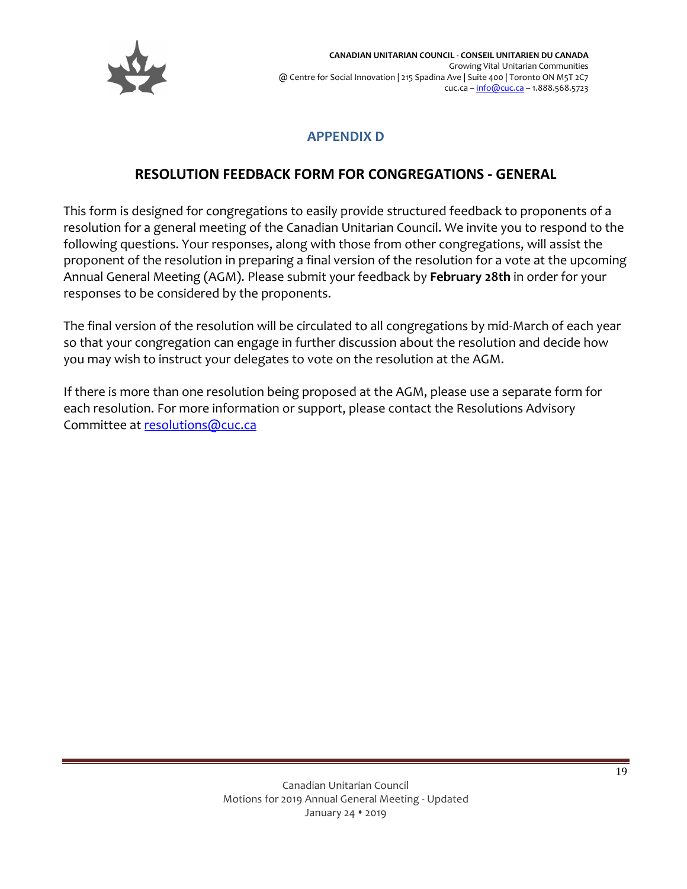## APPENDIX D

## RESOLUTION FEEDBACK FORM FOR CONGREGATIONS - GENERAL

This form is designed for congregations to easily provide structured feedback to proponents of a resolution for a general meeting of the Canadian Unitarian Council. We invite you to respond to the following questions. Your responses, along with those from other congregations, will assist the proponent of the resolution in preparing a final version of the resolution for a vote at the upcoming Annual General Meeting (AGM). Please submit your feedback by **February 28th** in order for your responses to be considered by the proponents.

The final version of the resolution will be circulated to all congregations by mid-March of each year so that your congregation can engage in further discussion about the resolution and decide how you may wish to instruct your delegates to vote on the resolution at the AGM.

If there is more than one resolution being proposed at the AGM, please use a separate form for each resolution. For more information or support, please contact the Resolutions Advisory Committee at resolutions@cuc.ca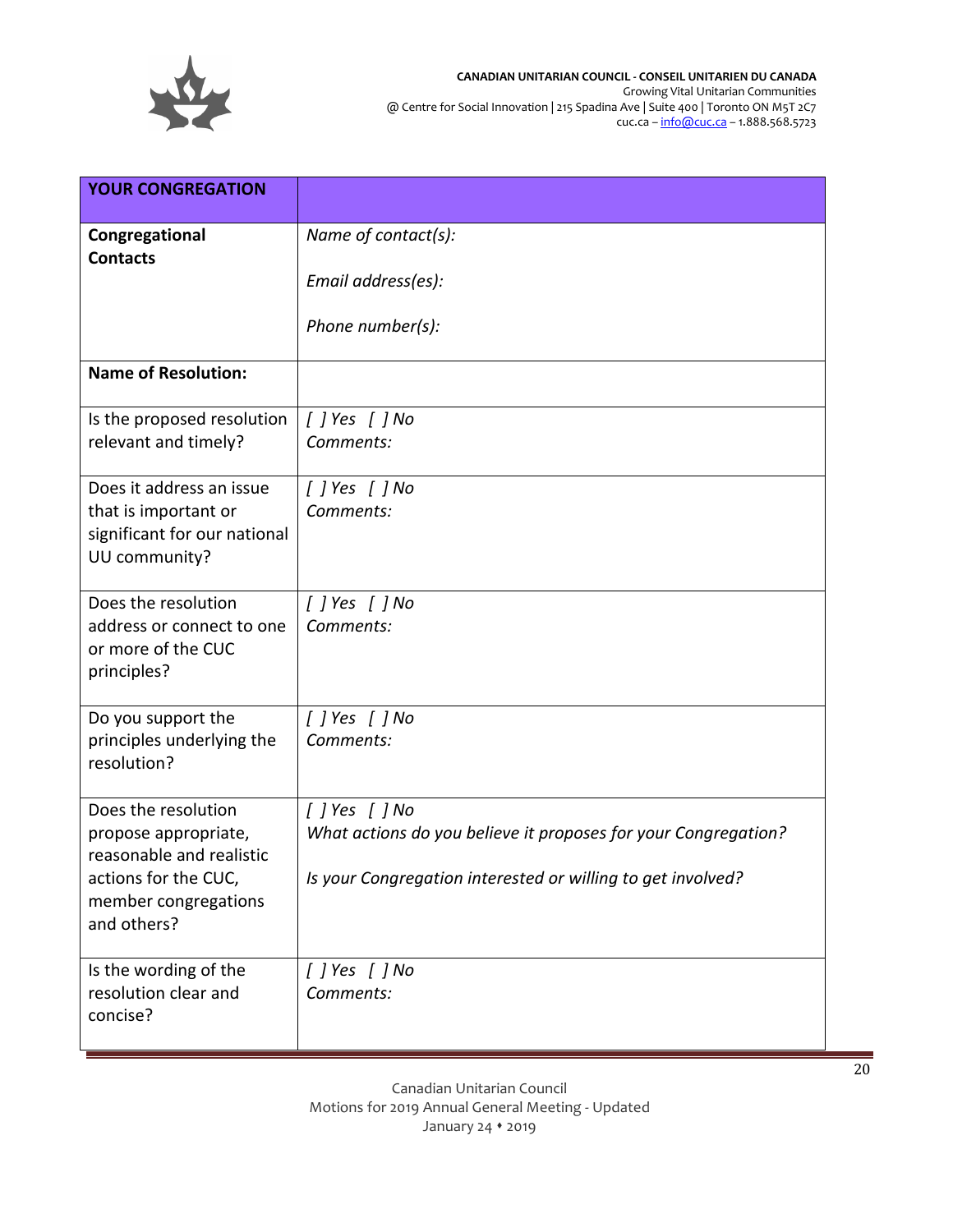**CANADIAN UNITARIAN COUNCIL - CONSEIL UNITARIEN DU CANADA**
Growing Vital Unitarian Communities
@ Centre for Social Innovation | 215 Spadina Ave | Suite 400 | Toronto ON M5T 2C7
cuc.ca – info@cuc.ca – 1.888.568.5723

| **YOUR CONGREGATION** | |
|---|---|
| **Congregational Contacts** | *Name of contact(s):*<br><br>*Email address(es):*<br><br>*Phone number(s):* |
| **Name of Resolution:** | |
| Is the proposed resolution relevant and timely? | *[ ] Yes [ ] No*<br>*Comments:* |
| Does it address an issue that is important or significant for our national UU community? | *[ ] Yes [ ] No*<br>*Comments:* |
| Does the resolution address or connect to one or more of the CUC principles? | *[ ] Yes [ ] No*<br>*Comments:* |
| Do you support the principles underlying the resolution? | *[ ] Yes [ ] No*<br>*Comments:* |
| Does the resolution propose appropriate, reasonable and realistic actions for the CUC, member congregations and others? | *[ ] Yes [ ] No*<br>*What actions do you believe it proposes for your Congregation?*<br><br>*Is your Congregation interested or willing to get involved?* |
| Is the wording of the resolution clear and concise? | *[ ] Yes [ ] No*<br>*Comments:* |

Canadian Unitarian Council
Motions for 2019 Annual General Meeting - Updated
January 24 ♦ 2019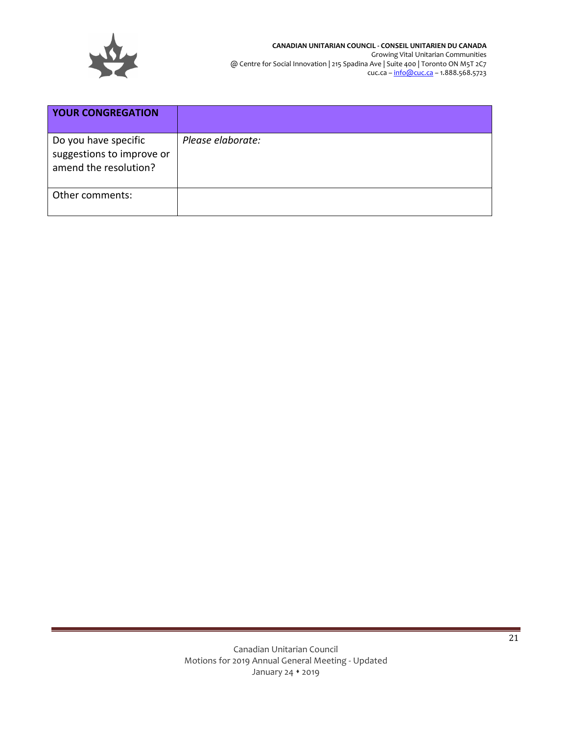| YOUR CONGREGATION | |
|---|---|
| Do you have specific suggestions to improve or amend the resolution? | *Please elaborate:* |
| Other comments: | |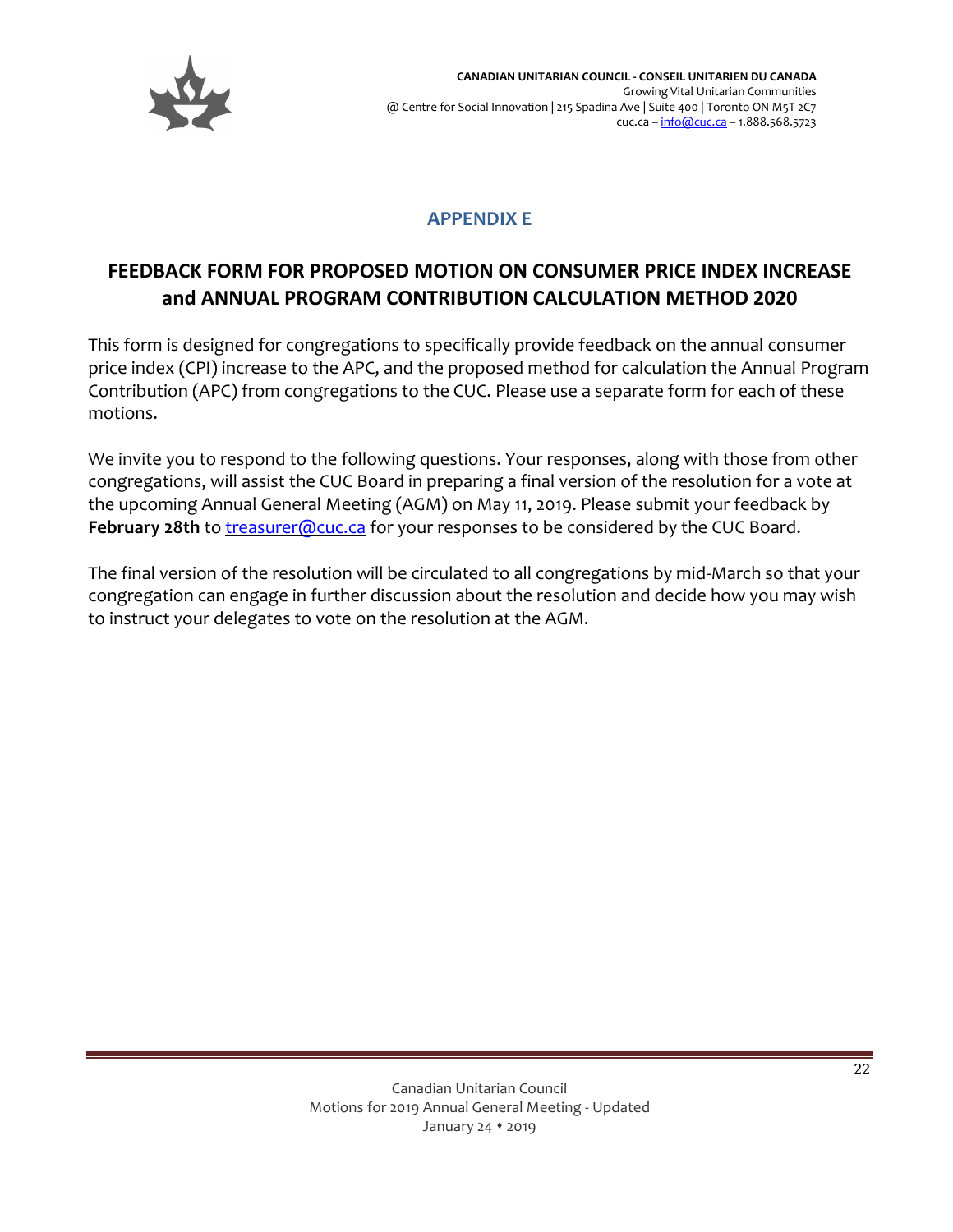## APPENDIX E

# FEEDBACK FORM FOR PROPOSED MOTION ON CONSUMER PRICE INDEX INCREASE and ANNUAL PROGRAM CONTRIBUTION CALCULATION METHOD 2020

This form is designed for congregations to specifically provide feedback on the annual consumer price index (CPI) increase to the APC, and the proposed method for calculation the Annual Program Contribution (APC) from congregations to the CUC. Please use a separate form for each of these motions.

We invite you to respond to the following questions. Your responses, along with those from other congregations, will assist the CUC Board in preparing a final version of the resolution for a vote at the upcoming Annual General Meeting (AGM) on May 11, 2019. Please submit your feedback by **February 28th** to treasurer@cuc.ca for your responses to be considered by the CUC Board.

The final version of the resolution will be circulated to all congregations by mid-March so that your congregation can engage in further discussion about the resolution and decide how you may wish to instruct your delegates to vote on the resolution at the AGM.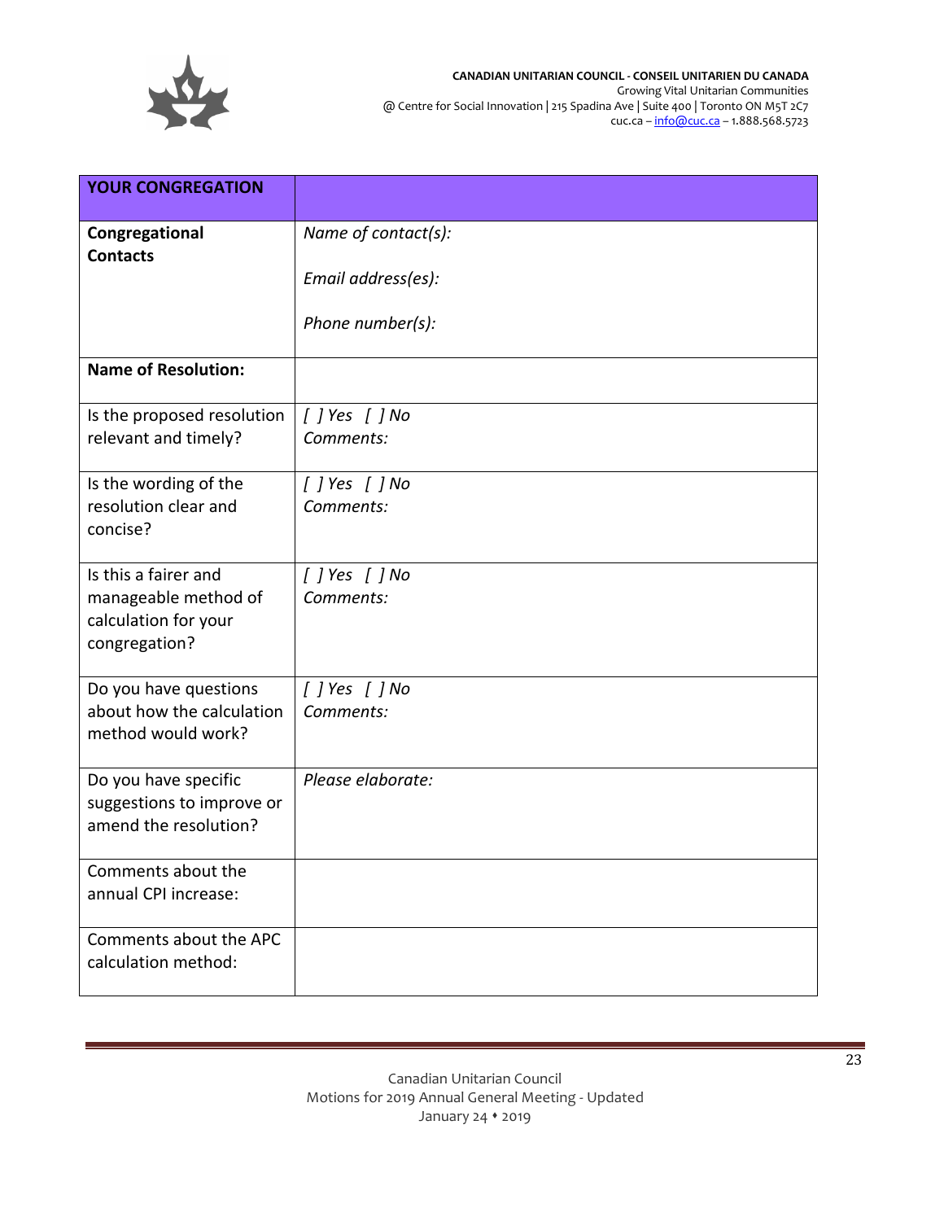**CANADIAN UNITARIAN COUNCIL - CONSEIL UNITARIEN DU CANADA**
Growing Vital Unitarian Communities
@ Centre for Social Innovation | 215 Spadina Ave | Suite 400 | Toronto ON M5T 2C7
cuc.ca – info@cuc.ca – 1.888.568.5723

| **YOUR CONGREGATION** | |
|---|---|
| **Congregational Contacts** | *Name of contact(s):*<br><br>*Email address(es):*<br><br>*Phone number(s):* |
| **Name of Resolution:** | |
| Is the proposed resolution relevant and timely? | *[ ] Yes [ ] No*<br>*Comments:* |
| Is the wording of the resolution clear and concise? | *[ ] Yes [ ] No*<br>*Comments:* |
| Is this a fairer and manageable method of calculation for your congregation? | *[ ] Yes [ ] No*<br>*Comments:* |
| Do you have questions about how the calculation method would work? | *[ ] Yes [ ] No*<br>*Comments:* |
| Do you have specific suggestions to improve or amend the resolution? | *Please elaborate:* |
| Comments about the annual CPI increase: | |
| Comments about the APC calculation method: | |